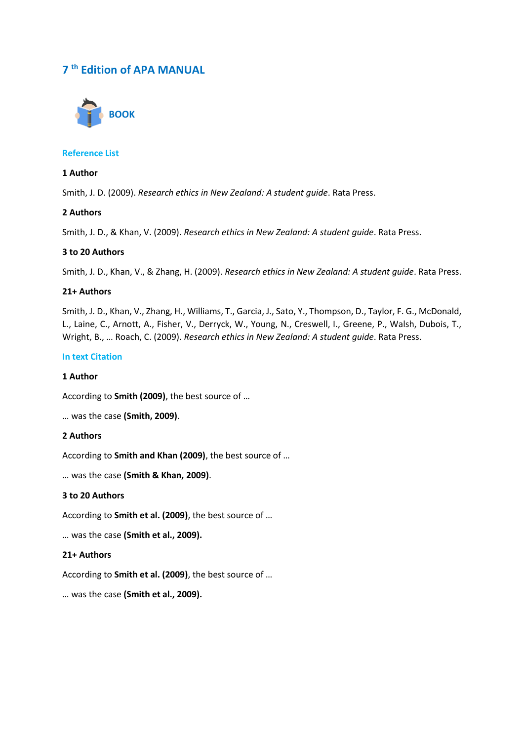# 7 th Edition of APA MANUAL

## BOOK

### Reference List

**1 Author**

Smith, J. D. (2009). *Research ethics in New Zealand: A student guide*. Rata Press.

**2 Authors**

Smith, J. D., & Khan, V. (2009). *Research ethics in New Zealand: A student guide*. Rata Press.

**3 to 20 Authors**

Smith, J. D., Khan, V., & Zhang, H. (2009). *Research ethics in New Zealand: A student guide*. Rata Press.

**21+ Authors**

Smith, J. D., Khan, V., Zhang, H., Williams, T., Garcia, J., Sato, Y., Thompson, D., Taylor, F. G., McDonald, L., Laine, C., Arnott, A., Fisher, V., Derryck, W., Young, N., Creswell, I., Greene, P., Walsh, Dubois, T., Wright, B., … Roach, C. (2009). *Research ethics in New Zealand: A student guide*. Rata Press.

### In text Citation

**1 Author**

According to **Smith (2009)**, the best source of …

… was the case **(Smith, 2009)**.

**2 Authors**

According to **Smith and Khan (2009)**, the best source of …

… was the case **(Smith & Khan, 2009)**.

**3 to 20 Authors**

According to **Smith et al. (2009)**, the best source of …

… was the case **(Smith et al., 2009).**

**21+ Authors**

According to **Smith et al. (2009)**, the best source of …

… was the case **(Smith et al., 2009).**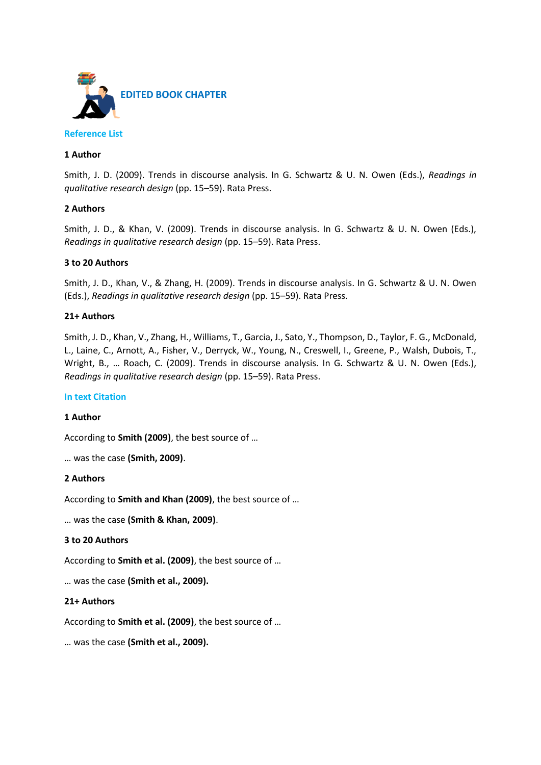# EDITED BOOK CHAPTER

## Reference List

### 1 Author

Smith, J. D. (2009). Trends in discourse analysis. In G. Schwartz & U. N. Owen (Eds.), *Readings in qualitative research design* (pp. 15–59). Rata Press.

### 2 Authors

Smith, J. D., & Khan, V. (2009). Trends in discourse analysis. In G. Schwartz & U. N. Owen (Eds.), *Readings in qualitative research design* (pp. 15–59). Rata Press.

### 3 to 20 Authors

Smith, J. D., Khan, V., & Zhang, H. (2009). Trends in discourse analysis. In G. Schwartz & U. N. Owen (Eds.), *Readings in qualitative research design* (pp. 15–59). Rata Press.

### 21+ Authors

Smith, J. D., Khan, V., Zhang, H., Williams, T., Garcia, J., Sato, Y., Thompson, D., Taylor, F. G., McDonald, L., Laine, C., Arnott, A., Fisher, V., Derryck, W., Young, N., Creswell, I., Greene, P., Walsh, Dubois, T., Wright, B., … Roach, C. (2009). Trends in discourse analysis. In G. Schwartz & U. N. Owen (Eds.), *Readings in qualitative research design* (pp. 15–59). Rata Press.

## In text Citation

### 1 Author

According to **Smith (2009)**, the best source of …

… was the case **(Smith, 2009)**.

### 2 Authors

According to **Smith and Khan (2009)**, the best source of …

… was the case **(Smith & Khan, 2009)**.

### 3 to 20 Authors

According to **Smith et al. (2009)**, the best source of …

… was the case **(Smith et al., 2009).**

### 21+ Authors

According to **Smith et al. (2009)**, the best source of …

… was the case **(Smith et al., 2009).**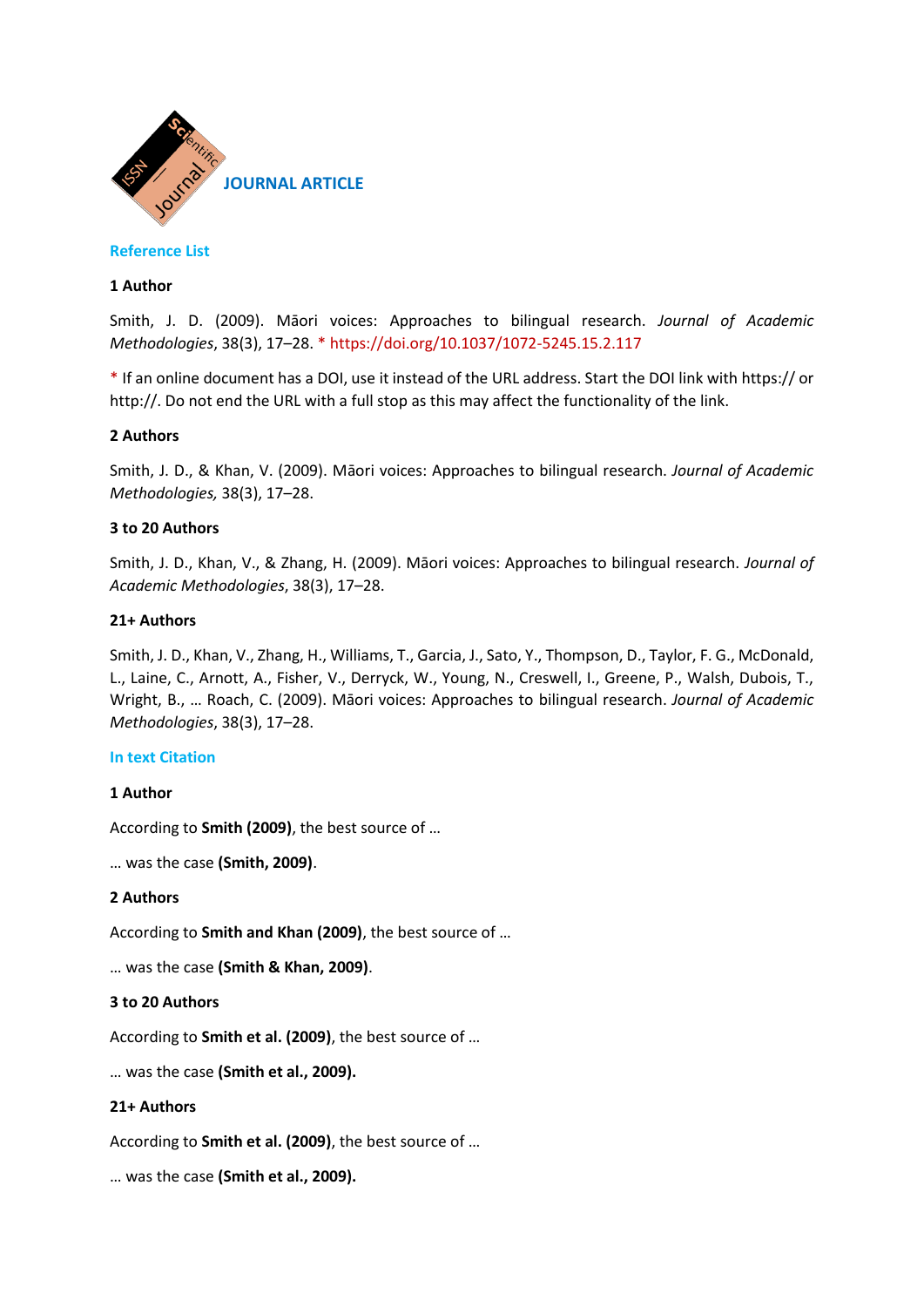## JOURNAL ARTICLE

### Reference List

**1 Author**

Smith, J. D. (2009). Māori voices: Approaches to bilingual research. *Journal of Academic Methodologies*, 38(3), 17–28. * https://doi.org/10.1037/1072-5245.15.2.117

* If an online document has a DOI, use it instead of the URL address. Start the DOI link with https:// or http://. Do not end the URL with a full stop as this may affect the functionality of the link.

**2 Authors**

Smith, J. D., & Khan, V. (2009). Māori voices: Approaches to bilingual research. *Journal of Academic Methodologies,* 38(3), 17–28.

**3 to 20 Authors**

Smith, J. D., Khan, V., & Zhang, H. (2009). Māori voices: Approaches to bilingual research. *Journal of Academic Methodologies*, 38(3), 17–28.

**21+ Authors**

Smith, J. D., Khan, V., Zhang, H., Williams, T., Garcia, J., Sato, Y., Thompson, D., Taylor, F. G., McDonald, L., Laine, C., Arnott, A., Fisher, V., Derryck, W., Young, N., Creswell, I., Greene, P., Walsh, Dubois, T., Wright, B., … Roach, C. (2009). Māori voices: Approaches to bilingual research. *Journal of Academic Methodologies*, 38(3), 17–28.

### In text Citation

**1 Author**

According to **Smith (2009)**, the best source of …

… was the case **(Smith, 2009)**.

**2 Authors**

According to **Smith and Khan (2009)**, the best source of …

… was the case **(Smith & Khan, 2009)**.

**3 to 20 Authors**

According to **Smith et al. (2009)**, the best source of …

… was the case **(Smith et al., 2009).**

**21+ Authors**

According to **Smith et al. (2009)**, the best source of …

… was the case **(Smith et al., 2009).**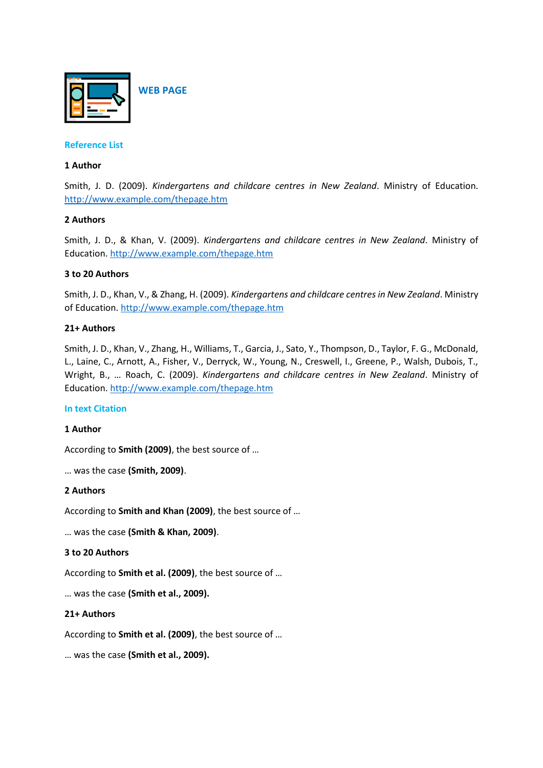# WEB PAGE

## Reference List

**1 Author**

Smith, J. D. (2009). *Kindergartens and childcare centres in New Zealand*. Ministry of Education. http://www.example.com/thepage.htm

**2 Authors**

Smith, J. D., & Khan, V. (2009). *Kindergartens and childcare centres in New Zealand*. Ministry of Education. http://www.example.com/thepage.htm

**3 to 20 Authors**

Smith, J. D., Khan, V., & Zhang, H. (2009). *Kindergartens and childcare centres in New Zealand*. Ministry of Education. http://www.example.com/thepage.htm

**21+ Authors**

Smith, J. D., Khan, V., Zhang, H., Williams, T., Garcia, J., Sato, Y., Thompson, D., Taylor, F. G., McDonald, L., Laine, C., Arnott, A., Fisher, V., Derryck, W., Young, N., Creswell, I., Greene, P., Walsh, Dubois, T., Wright, B., … Roach, C. (2009). *Kindergartens and childcare centres in New Zealand*. Ministry of Education. http://www.example.com/thepage.htm

## In text Citation

**1 Author**

According to **Smith (2009)**, the best source of …

… was the case **(Smith, 2009)**.

**2 Authors**

According to **Smith and Khan (2009)**, the best source of …

… was the case **(Smith & Khan, 2009)**.

**3 to 20 Authors**

According to **Smith et al. (2009)**, the best source of …

… was the case **(Smith et al., 2009).**

**21+ Authors**

According to **Smith et al. (2009)**, the best source of …

… was the case **(Smith et al., 2009).**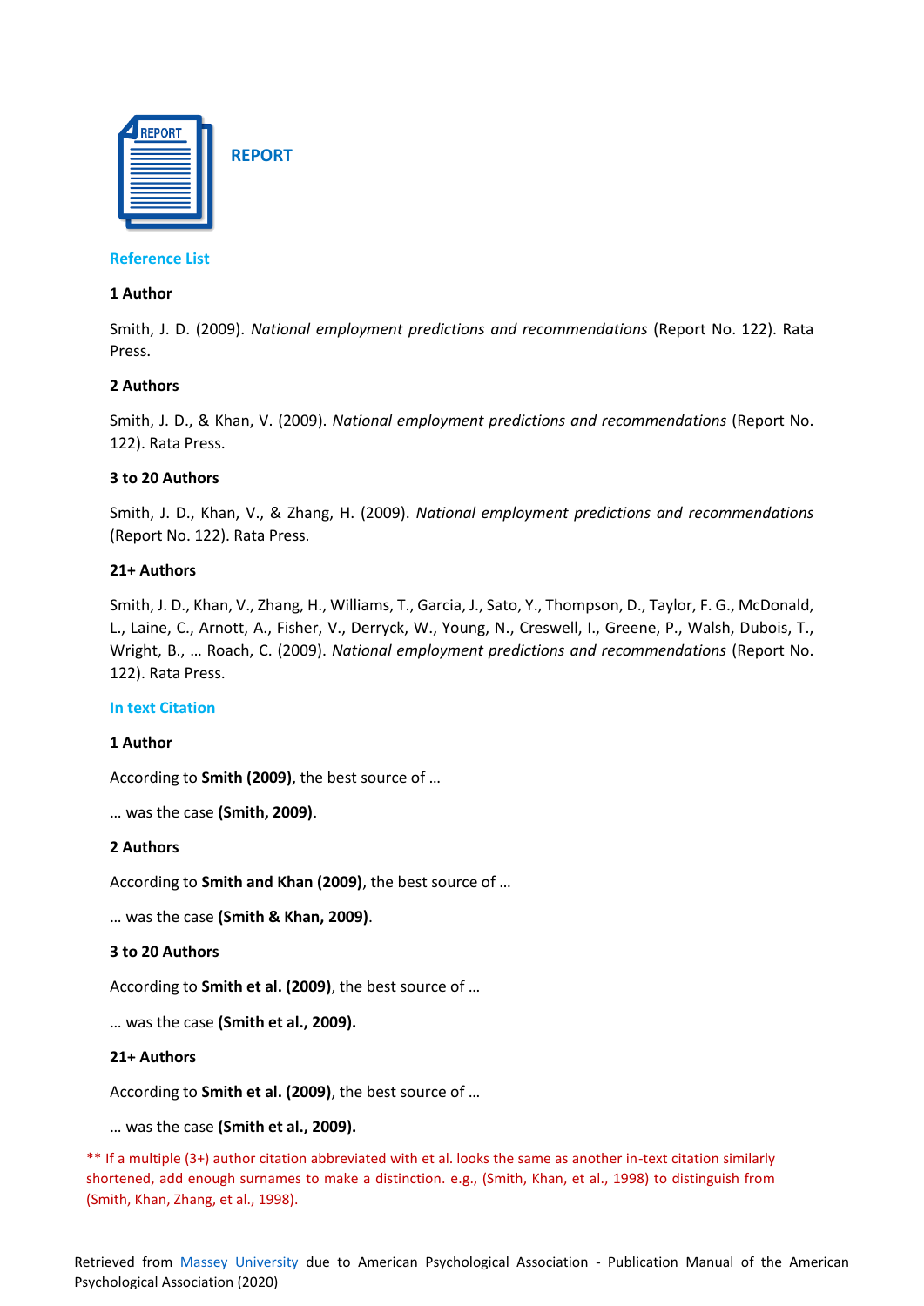## REPORT

### Reference List

**1 Author**

Smith, J. D. (2009). *National employment predictions and recommendations* (Report No. 122). Rata Press.

**2 Authors**

Smith, J. D., & Khan, V. (2009). *National employment predictions and recommendations* (Report No. 122). Rata Press.

**3 to 20 Authors**

Smith, J. D., Khan, V., & Zhang, H. (2009). *National employment predictions and recommendations* (Report No. 122). Rata Press.

**21+ Authors**

Smith, J. D., Khan, V., Zhang, H., Williams, T., Garcia, J., Sato, Y., Thompson, D., Taylor, F. G., McDonald, L., Laine, C., Arnott, A., Fisher, V., Derryck, W., Young, N., Creswell, I., Greene, P., Walsh, Dubois, T., Wright, B., … Roach, C. (2009). *National employment predictions and recommendations* (Report No. 122). Rata Press.

### In text Citation

**1 Author**

According to **Smith (2009)**, the best source of …

… was the case **(Smith, 2009)**.

**2 Authors**

According to **Smith and Khan (2009)**, the best source of …

… was the case **(Smith & Khan, 2009)**.

**3 to 20 Authors**

According to **Smith et al. (2009)**, the best source of …

… was the case **(Smith et al., 2009).**

**21+ Authors**

According to **Smith et al. (2009)**, the best source of …

… was the case **(Smith et al., 2009).**

** If a multiple (3+) author citation abbreviated with et al. looks the same as another in-text citation similarly shortened, add enough surnames to make a distinction. e.g., (Smith, Khan, et al., 1998) to distinguish from (Smith, Khan, Zhang, et al., 1998).

Retrieved from Massey University due to American Psychological Association - Publication Manual of the American Psychological Association (2020)